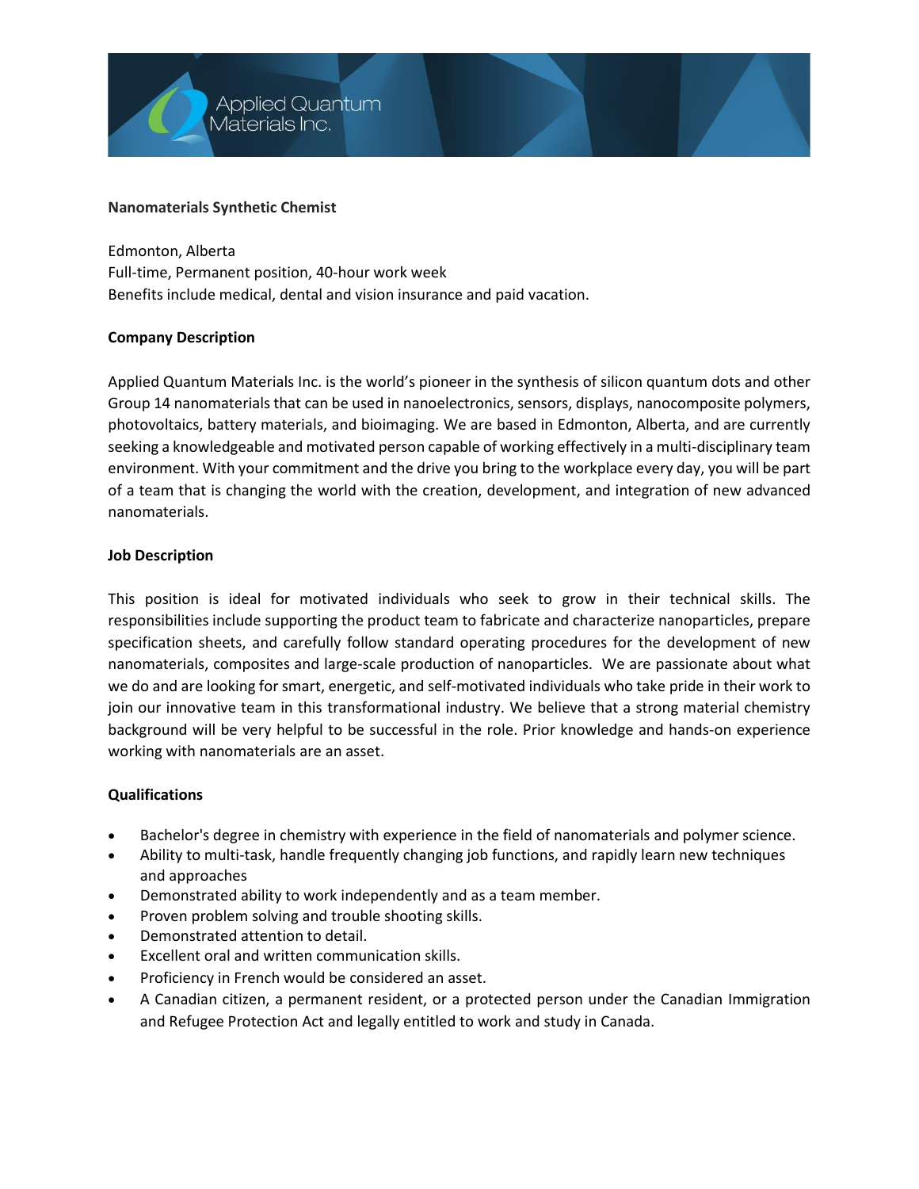Applied Quantum Materials Inc.

**Nanomaterials Synthetic Chemist**

Edmonton, Alberta
Full-time, Permanent position, 40-hour work week
Benefits include medical, dental and vision insurance and paid vacation.

**Company Description**

Applied Quantum Materials Inc. is the world's pioneer in the synthesis of silicon quantum dots and other Group 14 nanomaterials that can be used in nanoelectronics, sensors, displays, nanocomposite polymers, photovoltaics, battery materials, and bioimaging. We are based in Edmonton, Alberta, and are currently seeking a knowledgeable and motivated person capable of working effectively in a multi-disciplinary team environment. With your commitment and the drive you bring to the workplace every day, you will be part of a team that is changing the world with the creation, development, and integration of new advanced nanomaterials.

**Job Description**

This position is ideal for motivated individuals who seek to grow in their technical skills. The responsibilities include supporting the product team to fabricate and characterize nanoparticles, prepare specification sheets, and carefully follow standard operating procedures for the development of new nanomaterials, composites and large-scale production of nanoparticles. We are passionate about what we do and are looking for smart, energetic, and self-motivated individuals who take pride in their work to join our innovative team in this transformational industry. We believe that a strong material chemistry background will be very helpful to be successful in the role. Prior knowledge and hands-on experience working with nanomaterials are an asset.

**Qualifications**

- Bachelor's degree in chemistry with experience in the field of nanomaterials and polymer science.
- Ability to multi-task, handle frequently changing job functions, and rapidly learn new techniques and approaches
- Demonstrated ability to work independently and as a team member.
- Proven problem solving and trouble shooting skills.
- Demonstrated attention to detail.
- Excellent oral and written communication skills.
- Proficiency in French would be considered an asset.
- A Canadian citizen, a permanent resident, or a protected person under the Canadian Immigration and Refugee Protection Act and legally entitled to work and study in Canada.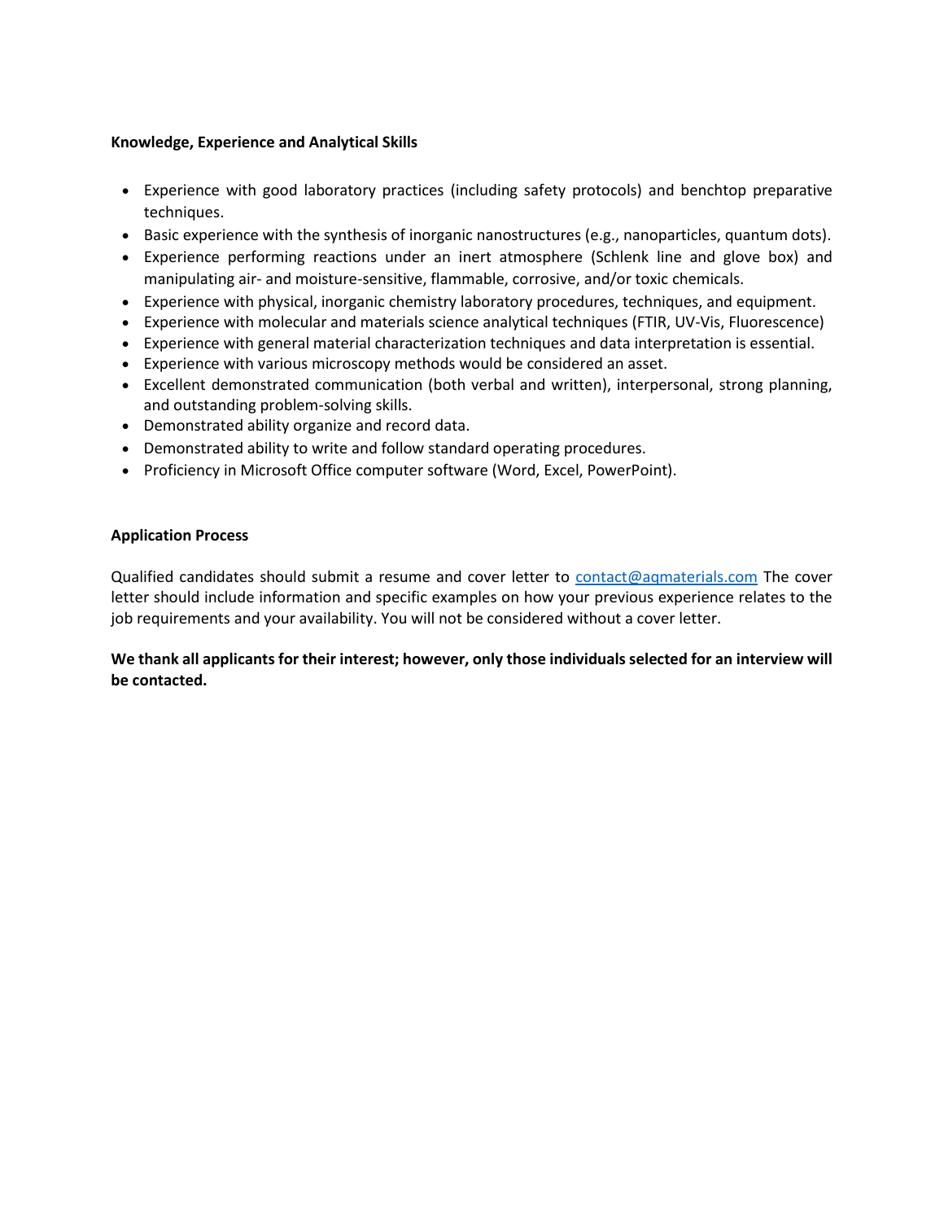**Knowledge, Experience and Analytical Skills**

- Experience with good laboratory practices (including safety protocols) and benchtop preparative techniques.
- Basic experience with the synthesis of inorganic nanostructures (e.g., nanoparticles, quantum dots).
- Experience performing reactions under an inert atmosphere (Schlenk line and glove box) and manipulating air- and moisture-sensitive, flammable, corrosive, and/or toxic chemicals.
- Experience with physical, inorganic chemistry laboratory procedures, techniques, and equipment.
- Experience with molecular and materials science analytical techniques (FTIR, UV-Vis, Fluorescence)
- Experience with general material characterization techniques and data interpretation is essential.
- Experience with various microscopy methods would be considered an asset.
- Excellent demonstrated communication (both verbal and written), interpersonal, strong planning, and outstanding problem-solving skills.
- Demonstrated ability organize and record data.
- Demonstrated ability to write and follow standard operating procedures.
- Proficiency in Microsoft Office computer software (Word, Excel, PowerPoint).

**Application Process**

Qualified candidates should submit a resume and cover letter to contact@aqmaterials.com The cover letter should include information and specific examples on how your previous experience relates to the job requirements and your availability. You will not be considered without a cover letter.

**We thank all applicants for their interest; however, only those individuals selected for an interview will be contacted.**